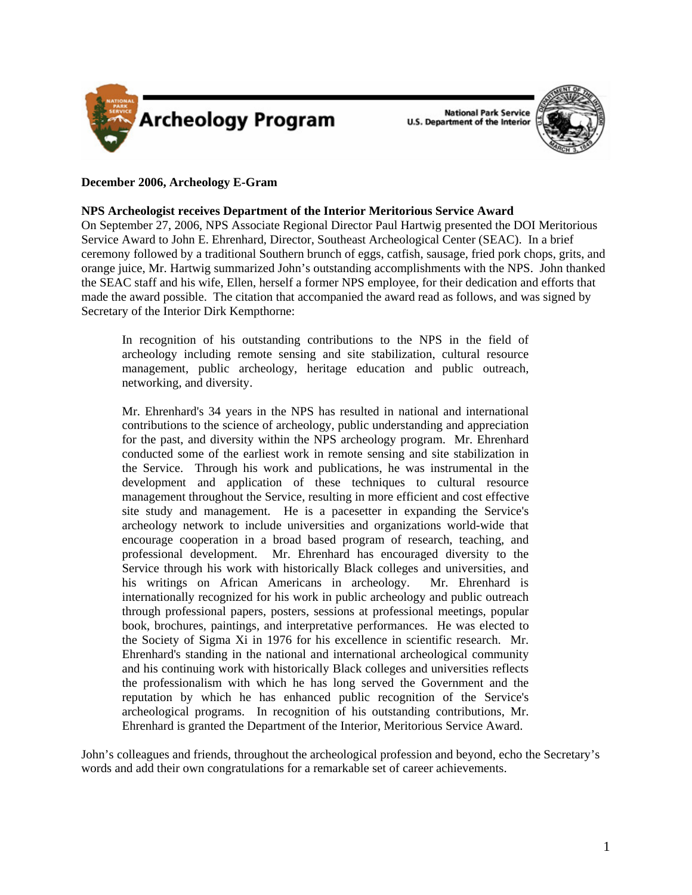Archeology Program

National Park Service
U.S. Department of the Interior

**December 2006, Archeology E-Gram**

**NPS Archeologist receives Department of the Interior Meritorious Service Award**

On September 27, 2006, NPS Associate Regional Director Paul Hartwig presented the DOI Meritorious Service Award to John E. Ehrenhard, Director, Southeast Archeological Center (SEAC). In a brief ceremony followed by a traditional Southern brunch of eggs, catfish, sausage, fried pork chops, grits, and orange juice, Mr. Hartwig summarized John's outstanding accomplishments with the NPS. John thanked the SEAC staff and his wife, Ellen, herself a former NPS employee, for their dedication and efforts that made the award possible. The citation that accompanied the award read as follows, and was signed by Secretary of the Interior Dirk Kempthorne:

> In recognition of his outstanding contributions to the NPS in the field of archeology including remote sensing and site stabilization, cultural resource management, public archeology, heritage education and public outreach, networking, and diversity.
>
> Mr. Ehrenhard's 34 years in the NPS has resulted in national and international contributions to the science of archeology, public understanding and appreciation for the past, and diversity within the NPS archeology program. Mr. Ehrenhard conducted some of the earliest work in remote sensing and site stabilization in the Service. Through his work and publications, he was instrumental in the development and application of these techniques to cultural resource management throughout the Service, resulting in more efficient and cost effective site study and management. He is a pacesetter in expanding the Service's archeology network to include universities and organizations world-wide that encourage cooperation in a broad based program of research, teaching, and professional development. Mr. Ehrenhard has encouraged diversity to the Service through his work with historically Black colleges and universities, and his writings on African Americans in archeology. Mr. Ehrenhard is internationally recognized for his work in public archeology and public outreach through professional papers, posters, sessions at professional meetings, popular book, brochures, paintings, and interpretative performances. He was elected to the Society of Sigma Xi in 1976 for his excellence in scientific research. Mr. Ehrenhard's standing in the national and international archeological community and his continuing work with historically Black colleges and universities reflects the professionalism with which he has long served the Government and the reputation by which he has enhanced public recognition of the Service's archeological programs. In recognition of his outstanding contributions, Mr. Ehrenhard is granted the Department of the Interior, Meritorious Service Award.

John's colleagues and friends, throughout the archeological profession and beyond, echo the Secretary's words and add their own congratulations for a remarkable set of career achievements.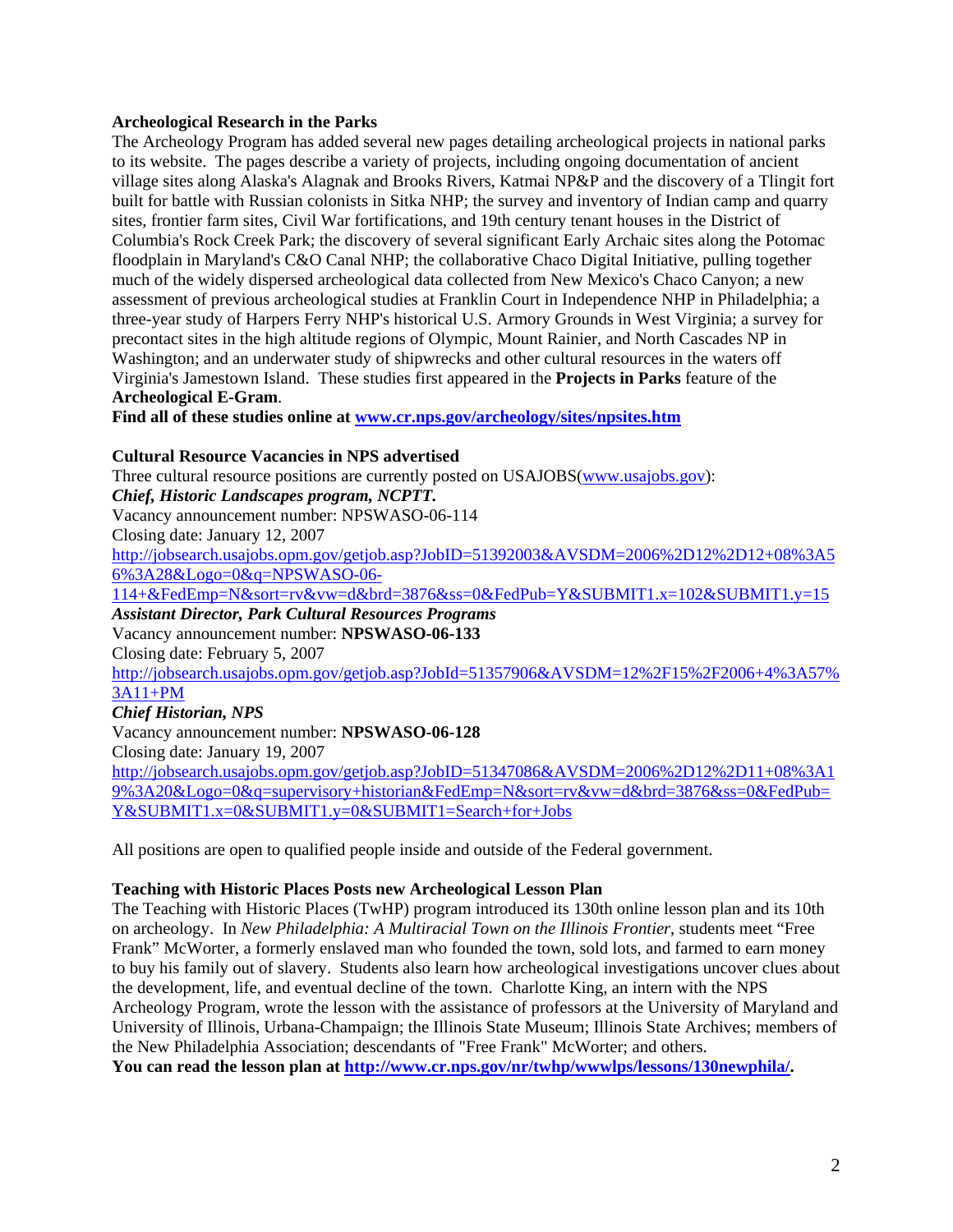**Archeological Research in the Parks**

The Archeology Program has added several new pages detailing archeological projects in national parks to its website. The pages describe a variety of projects, including ongoing documentation of ancient village sites along Alaska's Alagnak and Brooks Rivers, Katmai NP&P and the discovery of a Tlingit fort built for battle with Russian colonists in Sitka NHP; the survey and inventory of Indian camp and quarry sites, frontier farm sites, Civil War fortifications, and 19th century tenant houses in the District of Columbia's Rock Creek Park; the discovery of several significant Early Archaic sites along the Potomac floodplain in Maryland's C&O Canal NHP; the collaborative Chaco Digital Initiative, pulling together much of the widely dispersed archeological data collected from New Mexico's Chaco Canyon; a new assessment of previous archeological studies at Franklin Court in Independence NHP in Philadelphia; a three-year study of Harpers Ferry NHP's historical U.S. Armory Grounds in West Virginia; a survey for precontact sites in the high altitude regions of Olympic, Mount Rainier, and North Cascades NP in Washington; and an underwater study of shipwrecks and other cultural resources in the waters off Virginia's Jamestown Island. These studies first appeared in the **Projects in Parks** feature of the **Archeological E-Gram**.

**Find all of these studies online at [www.cr.nps.gov/archeology/sites/npsites.htm](www.cr.nps.gov/archeology/sites/npsites.htm)**

**Cultural Resource Vacancies in NPS advertised**

Three cultural resource positions are currently posted on USAJOBS([www.usajobs.gov](www.usajobs.gov)):

***Chief, Historic Landscapes program, NCPTT.***

Vacancy announcement number: NPSWASO-06-114

Closing date: January 12, 2007

http://jobsearch.usajobs.opm.gov/getjob.asp?JobID=51392003&AVSDM=2006%2D12%2D12+08%3A56%3A28&Logo=0&q=NPSWASO-06-114+&FedEmp=N&sort=rv&vw=d&brd=3876&ss=0&FedPub=Y&SUBMIT1.x=102&SUBMIT1.y=15

***Assistant Director, Park Cultural Resources Programs***

Vacancy announcement number: **NPSWASO-06-133**

Closing date: February 5, 2007

http://jobsearch.usajobs.opm.gov/getjob.asp?JobId=51357906&AVSDM=12%2F15%2F2006+4%3A57%3A11+PM

***Chief Historian, NPS***

Vacancy announcement number: **NPSWASO-06-128**

Closing date: January 19, 2007

http://jobsearch.usajobs.opm.gov/getjob.asp?JobID=51347086&AVSDM=2006%2D12%2D11+08%3A19%3A20&Logo=0&q=supervisory+historian&FedEmp=N&sort=rv&vw=d&brd=3876&ss=0&FedPub=Y&SUBMIT1.x=0&SUBMIT1.y=0&SUBMIT1=Search+for+Jobs

All positions are open to qualified people inside and outside of the Federal government.

**Teaching with Historic Places Posts new Archeological Lesson Plan**

The Teaching with Historic Places (TwHP) program introduced its 130th online lesson plan and its 10th on archeology. In *New Philadelphia: A Multiracial Town on the Illinois Frontier*, students meet "Free Frank" McWorter, a formerly enslaved man who founded the town, sold lots, and farmed to earn money to buy his family out of slavery. Students also learn how archeological investigations uncover clues about the development, life, and eventual decline of the town. Charlotte King, an intern with the NPS Archeology Program, wrote the lesson with the assistance of professors at the University of Maryland and University of Illinois, Urbana-Champaign; the Illinois State Museum; Illinois State Archives; members of the New Philadelphia Association; descendants of "Free Frank" McWorter; and others.

**You can read the lesson plan at [http://www.cr.nps.gov/nr/twhp/wwwlps/lessons/130newphila/](http://www.cr.nps.gov/nr/twhp/wwwlps/lessons/130newphila/).**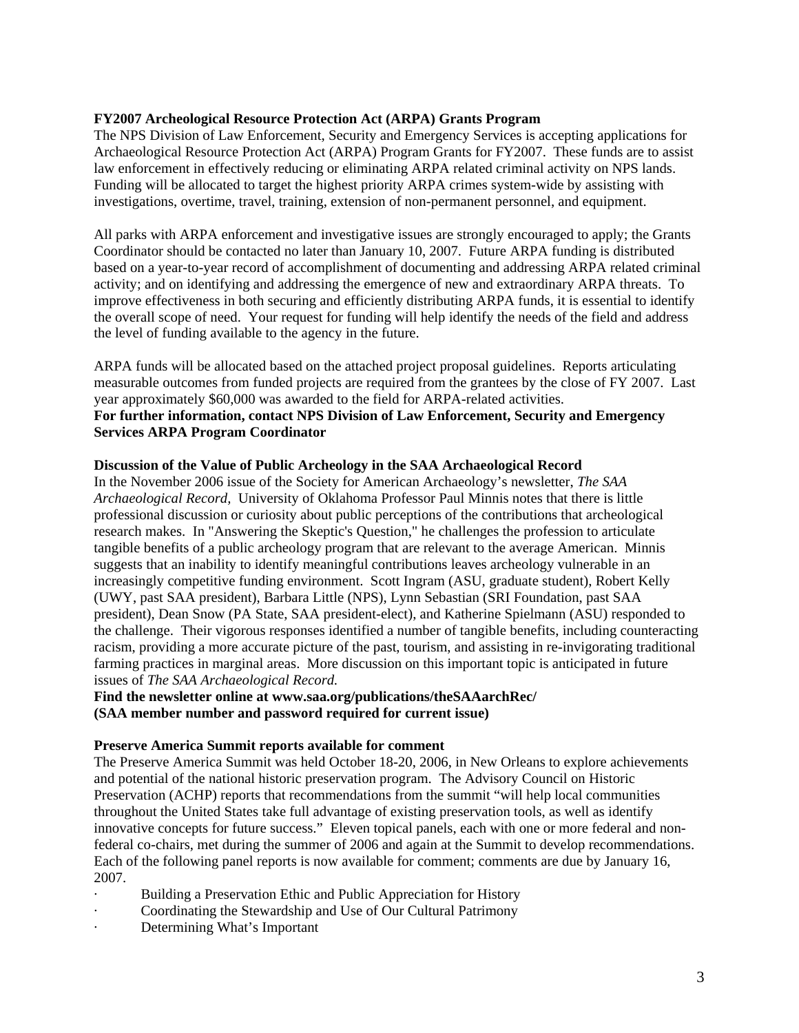**FY2007 Archeological Resource Protection Act (ARPA) Grants Program**

The NPS Division of Law Enforcement, Security and Emergency Services is accepting applications for Archaeological Resource Protection Act (ARPA) Program Grants for FY2007. These funds are to assist law enforcement in effectively reducing or eliminating ARPA related criminal activity on NPS lands. Funding will be allocated to target the highest priority ARPA crimes system-wide by assisting with investigations, overtime, travel, training, extension of non-permanent personnel, and equipment.

All parks with ARPA enforcement and investigative issues are strongly encouraged to apply; the Grants Coordinator should be contacted no later than January 10, 2007. Future ARPA funding is distributed based on a year-to-year record of accomplishment of documenting and addressing ARPA related criminal activity; and on identifying and addressing the emergence of new and extraordinary ARPA threats. To improve effectiveness in both securing and efficiently distributing ARPA funds, it is essential to identify the overall scope of need. Your request for funding will help identify the needs of the field and address the level of funding available to the agency in the future.

ARPA funds will be allocated based on the attached project proposal guidelines. Reports articulating measurable outcomes from funded projects are required from the grantees by the close of FY 2007. Last year approximately $60,000 was awarded to the field for ARPA-related activities.

**For further information, contact NPS Division of Law Enforcement, Security and Emergency Services ARPA Program Coordinator**

**Discussion of the Value of Public Archeology in the SAA Archaeological Record**

In the November 2006 issue of the Society for American Archaeology's newsletter, *The SAA Archaeological Record,* University of Oklahoma Professor Paul Minnis notes that there is little professional discussion or curiosity about public perceptions of the contributions that archeological research makes. In "Answering the Skeptic's Question," he challenges the profession to articulate tangible benefits of a public archeology program that are relevant to the average American. Minnis suggests that an inability to identify meaningful contributions leaves archeology vulnerable in an increasingly competitive funding environment. Scott Ingram (ASU, graduate student), Robert Kelly (UWY, past SAA president), Barbara Little (NPS), Lynn Sebastian (SRI Foundation, past SAA president), Dean Snow (PA State, SAA president-elect), and Katherine Spielmann (ASU) responded to the challenge. Their vigorous responses identified a number of tangible benefits, including counteracting racism, providing a more accurate picture of the past, tourism, and assisting in re-invigorating traditional farming practices in marginal areas. More discussion on this important topic is anticipated in future issues of *The SAA Archaeological Record.*

**Find the newsletter online at www.saa.org/publications/theSAAarchRec/**
**(SAA member number and password required for current issue)**

**Preserve America Summit reports available for comment**

The Preserve America Summit was held October 18-20, 2006, in New Orleans to explore achievements and potential of the national historic preservation program. The Advisory Council on Historic Preservation (ACHP) reports that recommendations from the summit "will help local communities throughout the United States take full advantage of existing preservation tools, as well as identify innovative concepts for future success." Eleven topical panels, each with one or more federal and non-federal co-chairs, met during the summer of 2006 and again at the Summit to develop recommendations. Each of the following panel reports is now available for comment; comments are due by January 16, 2007.

- Building a Preservation Ethic and Public Appreciation for History
- Coordinating the Stewardship and Use of Our Cultural Patrimony
- Determining What's Important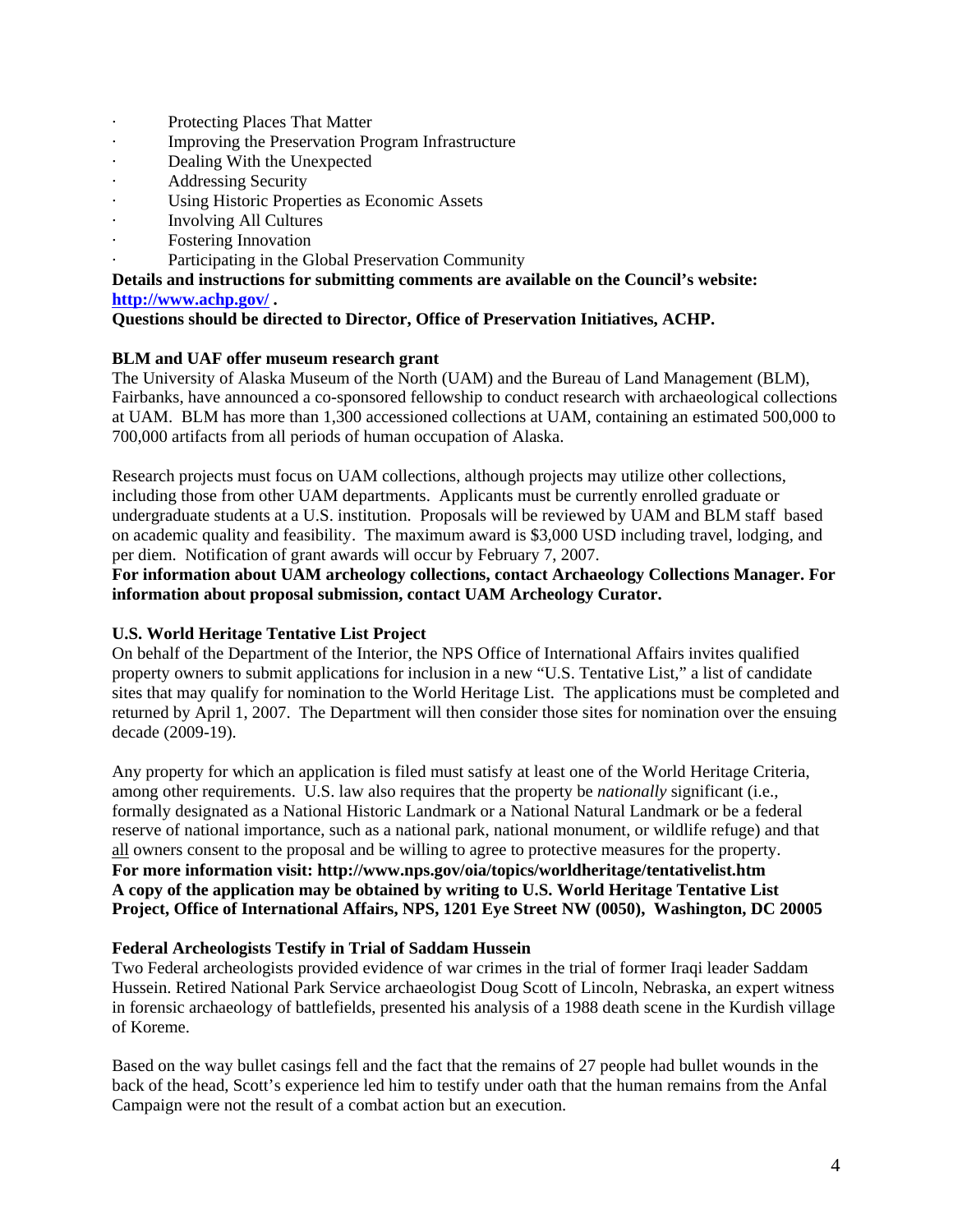- Protecting Places That Matter
- Improving the Preservation Program Infrastructure
- Dealing With the Unexpected
- Addressing Security
- Using Historic Properties as Economic Assets
- Involving All Cultures
- Fostering Innovation
- Participating in the Global Preservation Community

**Details and instructions for submitting comments are available on the Council's website: [http://www.achp.gov/](http://www.achp.gov/) .**

**Questions should be directed to Director, Office of Preservation Initiatives, ACHP.**

**BLM and UAF offer museum research grant**

The University of Alaska Museum of the North (UAM) and the Bureau of Land Management (BLM), Fairbanks, have announced a co-sponsored fellowship to conduct research with archaeological collections at UAM. BLM has more than 1,300 accessioned collections at UAM, containing an estimated 500,000 to 700,000 artifacts from all periods of human occupation of Alaska.

Research projects must focus on UAM collections, although projects may utilize other collections, including those from other UAM departments. Applicants must be currently enrolled graduate or undergraduate students at a U.S. institution. Proposals will be reviewed by UAM and BLM staff based on academic quality and feasibility. The maximum award is $3,000 USD including travel, lodging, and per diem. Notification of grant awards will occur by February 7, 2007.

**For information about UAM archeology collections, contact Archaeology Collections Manager. For information about proposal submission, contact UAM Archeology Curator.**

**U.S. World Heritage Tentative List Project**

On behalf of the Department of the Interior, the NPS Office of International Affairs invites qualified property owners to submit applications for inclusion in a new "U.S. Tentative List," a list of candidate sites that may qualify for nomination to the World Heritage List. The applications must be completed and returned by April 1, 2007. The Department will then consider those sites for nomination over the ensuing decade (2009-19).

Any property for which an application is filed must satisfy at least one of the World Heritage Criteria, among other requirements. U.S. law also requires that the property be *nationally* significant (i.e., formally designated as a National Historic Landmark or a National Natural Landmark or be a federal reserve of national importance, such as a national park, national monument, or wildlife refuge) and that all owners consent to the proposal and be willing to agree to protective measures for the property.

**For more information visit: http://www.nps.gov/oia/topics/worldheritage/tentativelist.htm**
**A copy of the application may be obtained by writing to U.S. World Heritage Tentative List Project, Office of International Affairs, NPS, 1201 Eye Street NW (0050), Washington, DC 20005**

**Federal Archeologists Testify in Trial of Saddam Hussein**

Two Federal archeologists provided evidence of war crimes in the trial of former Iraqi leader Saddam Hussein. Retired National Park Service archaeologist Doug Scott of Lincoln, Nebraska, an expert witness in forensic archaeology of battlefields, presented his analysis of a 1988 death scene in the Kurdish village of Koreme.

Based on the way bullet casings fell and the fact that the remains of 27 people had bullet wounds in the back of the head, Scott's experience led him to testify under oath that the human remains from the Anfal Campaign were not the result of a combat action but an execution.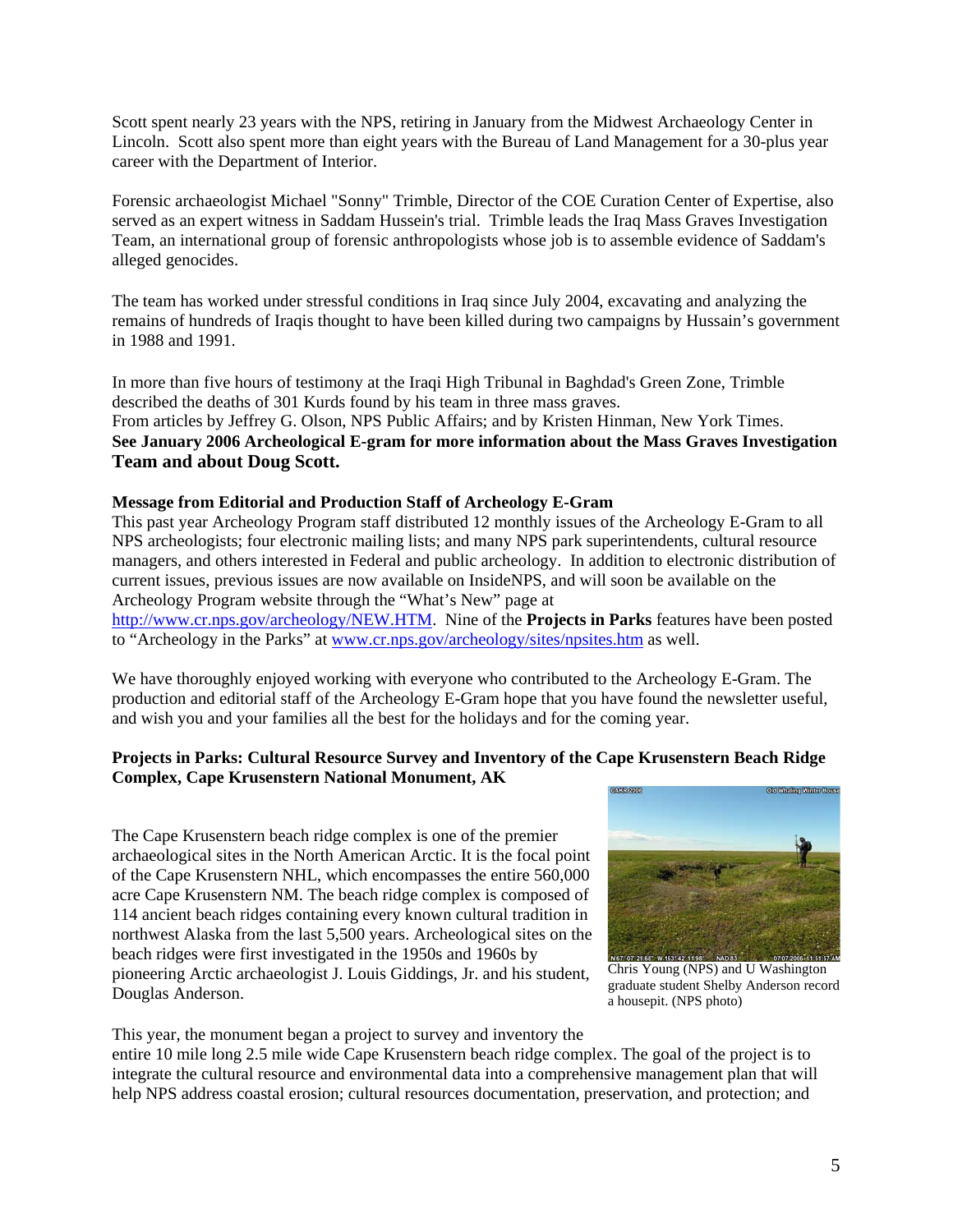Scott spent nearly 23 years with the NPS, retiring in January from the Midwest Archaeology Center in Lincoln. Scott also spent more than eight years with the Bureau of Land Management for a 30-plus year career with the Department of Interior.

Forensic archaeologist Michael "Sonny" Trimble, Director of the COE Curation Center of Expertise, also served as an expert witness in Saddam Hussein's trial. Trimble leads the Iraq Mass Graves Investigation Team, an international group of forensic anthropologists whose job is to assemble evidence of Saddam's alleged genocides.

The team has worked under stressful conditions in Iraq since July 2004, excavating and analyzing the remains of hundreds of Iraqis thought to have been killed during two campaigns by Hussain's government in 1988 and 1991.

In more than five hours of testimony at the Iraqi High Tribunal in Baghdad's Green Zone, Trimble described the deaths of 301 Kurds found by his team in three mass graves.
From articles by Jeffrey G. Olson, NPS Public Affairs; and by Kristen Hinman, New York Times.
**See January 2006 Archeological E-gram for more information about the Mass Graves Investigation Team and about Doug Scott.**

**Message from Editorial and Production Staff of Archeology E-Gram**
This past year Archeology Program staff distributed 12 monthly issues of the Archeology E-Gram to all NPS archeologists; four electronic mailing lists; and many NPS park superintendents, cultural resource managers, and others interested in Federal and public archeology. In addition to electronic distribution of current issues, previous issues are now available on InsideNPS, and will soon be available on the Archeology Program website through the "What's New" page at http://www.cr.nps.gov/archeology/NEW.HTM. Nine of the **Projects in Parks** features have been posted to "Archeology in the Parks" at www.cr.nps.gov/archeology/sites/npsites.htm as well.

We have thoroughly enjoyed working with everyone who contributed to the Archeology E-Gram. The production and editorial staff of the Archeology E-Gram hope that you have found the newsletter useful, and wish you and your families all the best for the holidays and for the coming year.

**Projects in Parks: Cultural Resource Survey and Inventory of the Cape Krusenstern Beach Ridge Complex, Cape Krusenstern National Monument, AK**

The Cape Krusenstern beach ridge complex is one of the premier archaeological sites in the North American Arctic. It is the focal point of the Cape Krusenstern NHL, which encompasses the entire 560,000 acre Cape Krusenstern NM. The beach ridge complex is composed of 114 ancient beach ridges containing every known cultural tradition in northwest Alaska from the last 5,500 years. Archeological sites on the beach ridges were first investigated in the 1950s and 1960s by pioneering Arctic archaeologist J. Louis Giddings, Jr. and his student, Douglas Anderson.

Chris Young (NPS) and U Washington graduate student Shelby Anderson record a housepit. (NPS photo)

This year, the monument began a project to survey and inventory the entire 10 mile long 2.5 mile wide Cape Krusenstern beach ridge complex. The goal of the project is to integrate the cultural resource and environmental data into a comprehensive management plan that will help NPS address coastal erosion; cultural resources documentation, preservation, and protection; and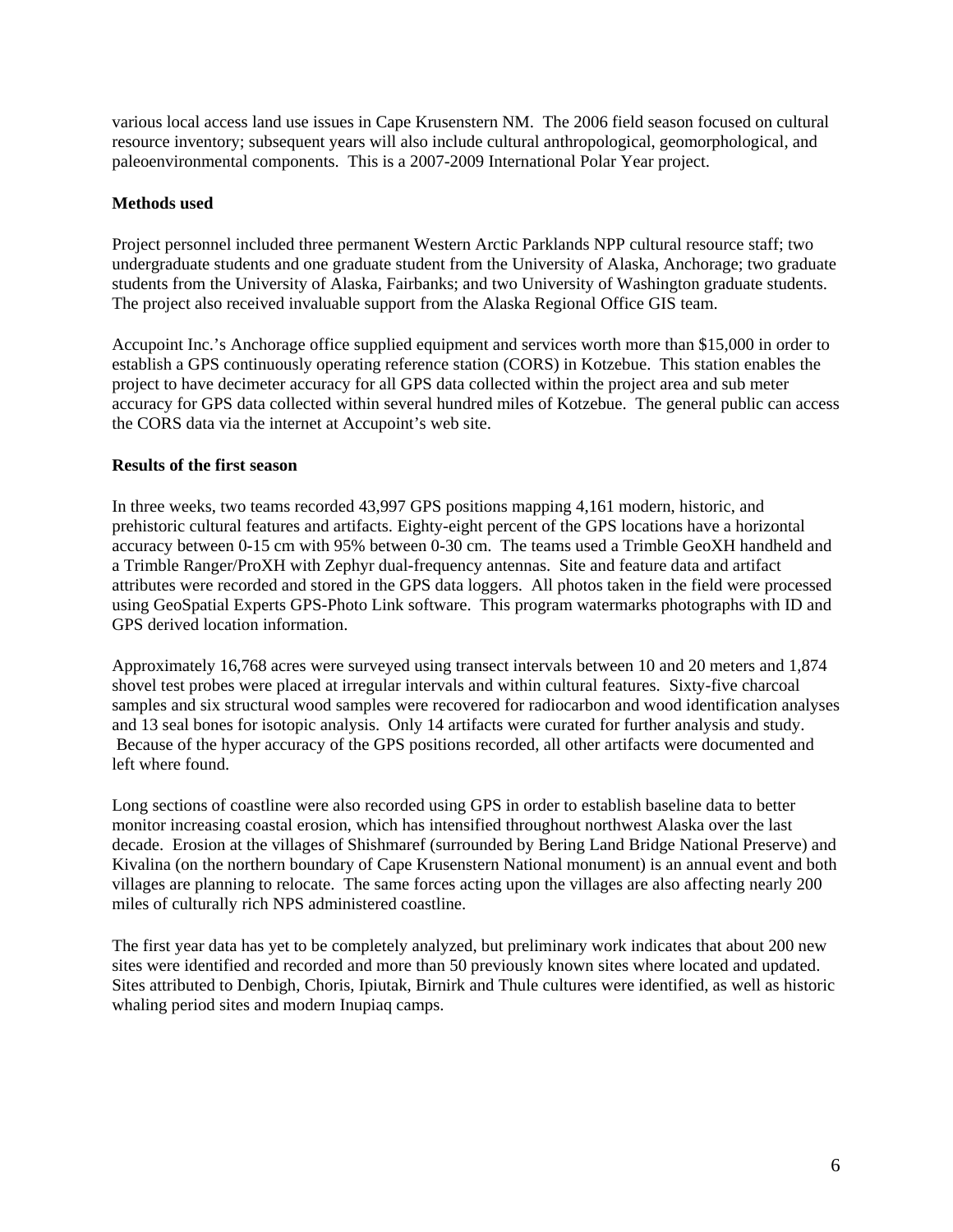various local access land use issues in Cape Krusenstern NM. The 2006 field season focused on cultural resource inventory; subsequent years will also include cultural anthropological, geomorphological, and paleoenvironmental components. This is a 2007-2009 International Polar Year project.

**Methods used**

Project personnel included three permanent Western Arctic Parklands NPP cultural resource staff; two undergraduate students and one graduate student from the University of Alaska, Anchorage; two graduate students from the University of Alaska, Fairbanks; and two University of Washington graduate students. The project also received invaluable support from the Alaska Regional Office GIS team.

Accupoint Inc.'s Anchorage office supplied equipment and services worth more than $15,000 in order to establish a GPS continuously operating reference station (CORS) in Kotzebue. This station enables the project to have decimeter accuracy for all GPS data collected within the project area and sub meter accuracy for GPS data collected within several hundred miles of Kotzebue. The general public can access the CORS data via the internet at Accupoint's web site.

**Results of the first season**

In three weeks, two teams recorded 43,997 GPS positions mapping 4,161 modern, historic, and prehistoric cultural features and artifacts. Eighty-eight percent of the GPS locations have a horizontal accuracy between 0-15 cm with 95% between 0-30 cm. The teams used a Trimble GeoXH handheld and a Trimble Ranger/ProXH with Zephyr dual-frequency antennas. Site and feature data and artifact attributes were recorded and stored in the GPS data loggers. All photos taken in the field were processed using GeoSpatial Experts GPS-Photo Link software. This program watermarks photographs with ID and GPS derived location information.

Approximately 16,768 acres were surveyed using transect intervals between 10 and 20 meters and 1,874 shovel test probes were placed at irregular intervals and within cultural features. Sixty-five charcoal samples and six structural wood samples were recovered for radiocarbon and wood identification analyses and 13 seal bones for isotopic analysis. Only 14 artifacts were curated for further analysis and study. Because of the hyper accuracy of the GPS positions recorded, all other artifacts were documented and left where found.

Long sections of coastline were also recorded using GPS in order to establish baseline data to better monitor increasing coastal erosion, which has intensified throughout northwest Alaska over the last decade. Erosion at the villages of Shishmaref (surrounded by Bering Land Bridge National Preserve) and Kivalina (on the northern boundary of Cape Krusenstern National monument) is an annual event and both villages are planning to relocate. The same forces acting upon the villages are also affecting nearly 200 miles of culturally rich NPS administered coastline.

The first year data has yet to be completely analyzed, but preliminary work indicates that about 200 new sites were identified and recorded and more than 50 previously known sites where located and updated. Sites attributed to Denbigh, Choris, Ipiutak, Birnirk and Thule cultures were identified, as well as historic whaling period sites and modern Inupiaq camps.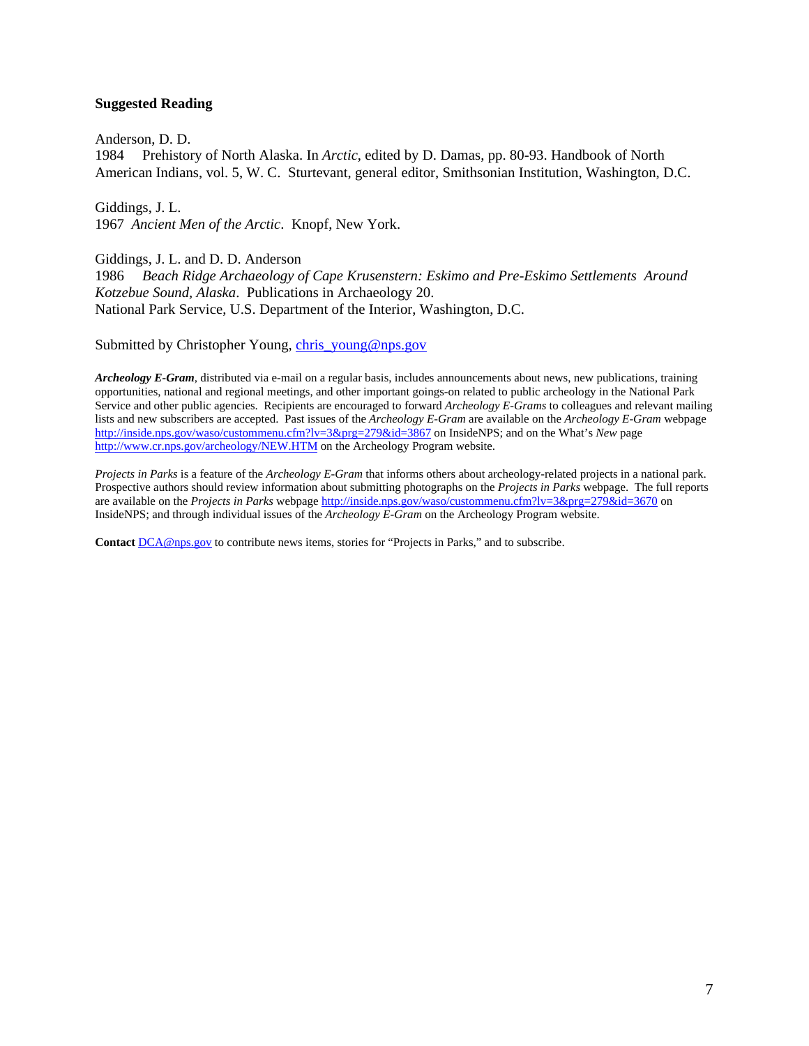**Suggested Reading**

Anderson, D. D.
1984 Prehistory of North Alaska. In *Arctic*, edited by D. Damas, pp. 80-93. Handbook of North American Indians, vol. 5, W. C. Sturtevant, general editor, Smithsonian Institution, Washington, D.C.

Giddings, J. L.
1967 *Ancient Men of the Arctic*. Knopf, New York.

Giddings, J. L. and D. D. Anderson
1986 *Beach Ridge Archaeology of Cape Krusenstern: Eskimo and Pre-Eskimo Settlements Around Kotzebue Sound, Alaska*. Publications in Archaeology 20.
National Park Service, U.S. Department of the Interior, Washington, D.C.

Submitted by Christopher Young, chris_young@nps.gov

***Archeology E-Gram***, distributed via e-mail on a regular basis, includes announcements about news, new publications, training opportunities, national and regional meetings, and other important goings-on related to public archeology in the National Park Service and other public agencies. Recipients are encouraged to forward *Archeology E-Grams* to colleagues and relevant mailing lists and new subscribers are accepted. Past issues of the *Archeology E-Gram* are available on the *Archeology E-Gram* webpage http://inside.nps.gov/waso/custommenu.cfm?lv=3&prg=279&id=3867 on InsideNPS; and on the What's *New* page http://www.cr.nps.gov/archeology/NEW.HTM on the Archeology Program website.

*Projects in Parks* is a feature of the *Archeology E-Gram* that informs others about archeology-related projects in a national park. Prospective authors should review information about submitting photographs on the *Projects in Parks* webpage. The full reports are available on the *Projects in Parks* webpage http://inside.nps.gov/waso/custommenu.cfm?lv=3&prg=279&id=3670 on InsideNPS; and through individual issues of the *Archeology E-Gram* on the Archeology Program website.

**Contact** DCA@nps.gov to contribute news items, stories for "Projects in Parks," and to subscribe.